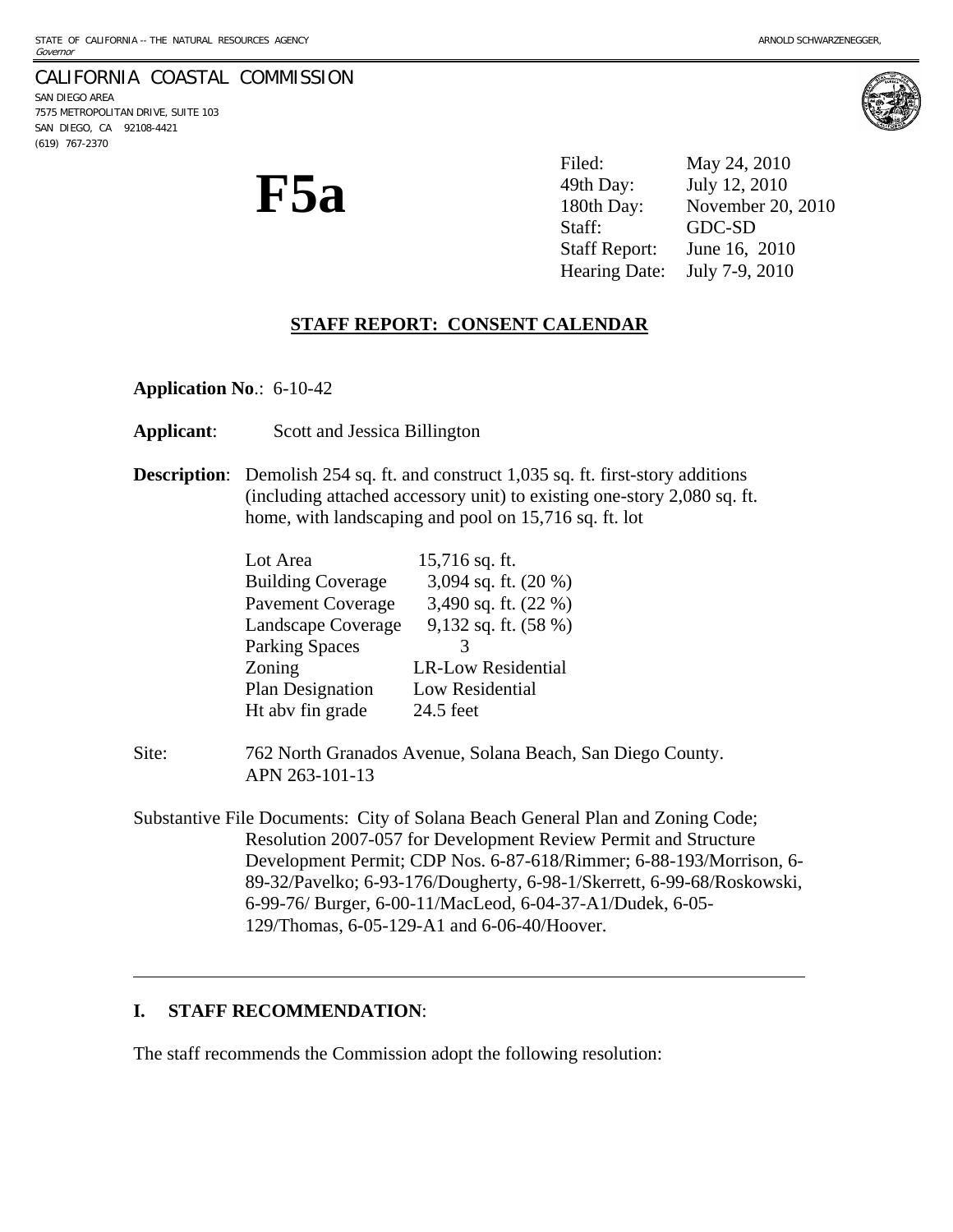STATE OF CALIFORNIA -- THE NATURAL RESOURCES AGENCY ARNOLD SCHWARZENEGGER, *Governor*

CALIFORNIA COASTAL COMMISSION
SAN DIEGO AREA
7575 METROPOLITAN DRIVE, SUITE 103
SAN DIEGO, CA 92108-4421
(619) 767-2370

# F5a

| | |
|---|---|
| Filed: | May 24, 2010 |
| 49th Day: | July 12, 2010 |
| 180th Day: | November 20, 2010 |
| Staff: | GDC-SD |
| Staff Report: | June 16, 2010 |
| Hearing Date: | July 7-9, 2010 |

## STAFF REPORT: CONSENT CALENDAR

**Application No.**: 6-10-42

**Applicant**: Scott and Jessica Billington

**Description**: Demolish 254 sq. ft. and construct 1,035 sq. ft. first-story additions (including attached accessory unit) to existing one-story 2,080 sq. ft. home, with landscaping and pool on 15,716 sq. ft. lot

| | |
|---|---|
| Lot Area | 15,716 sq. ft. |
| Building Coverage | 3,094 sq. ft. (20 %) |
| Pavement Coverage | 3,490 sq. ft. (22 %) |
| Landscape Coverage | 9,132 sq. ft. (58 %) |
| Parking Spaces | 3 |
| Zoning | LR-Low Residential |
| Plan Designation | Low Residential |
| Ht abv fin grade | 24.5 feet |

Site: 762 North Granados Avenue, Solana Beach, San Diego County. APN 263-101-13

Substantive File Documents: City of Solana Beach General Plan and Zoning Code; Resolution 2007-057 for Development Review Permit and Structure Development Permit; CDP Nos. 6-87-618/Rimmer; 6-88-193/Morrison, 6-89-32/Pavelko; 6-93-176/Dougherty, 6-98-1/Skerrett, 6-99-68/Roskowski, 6-99-76/ Burger, 6-00-11/MacLeod, 6-04-37-A1/Dudek, 6-05-129/Thomas, 6-05-129-A1 and 6-06-40/Hoover.

---

## I. STAFF RECOMMENDATION:

The staff recommends the Commission adopt the following resolution: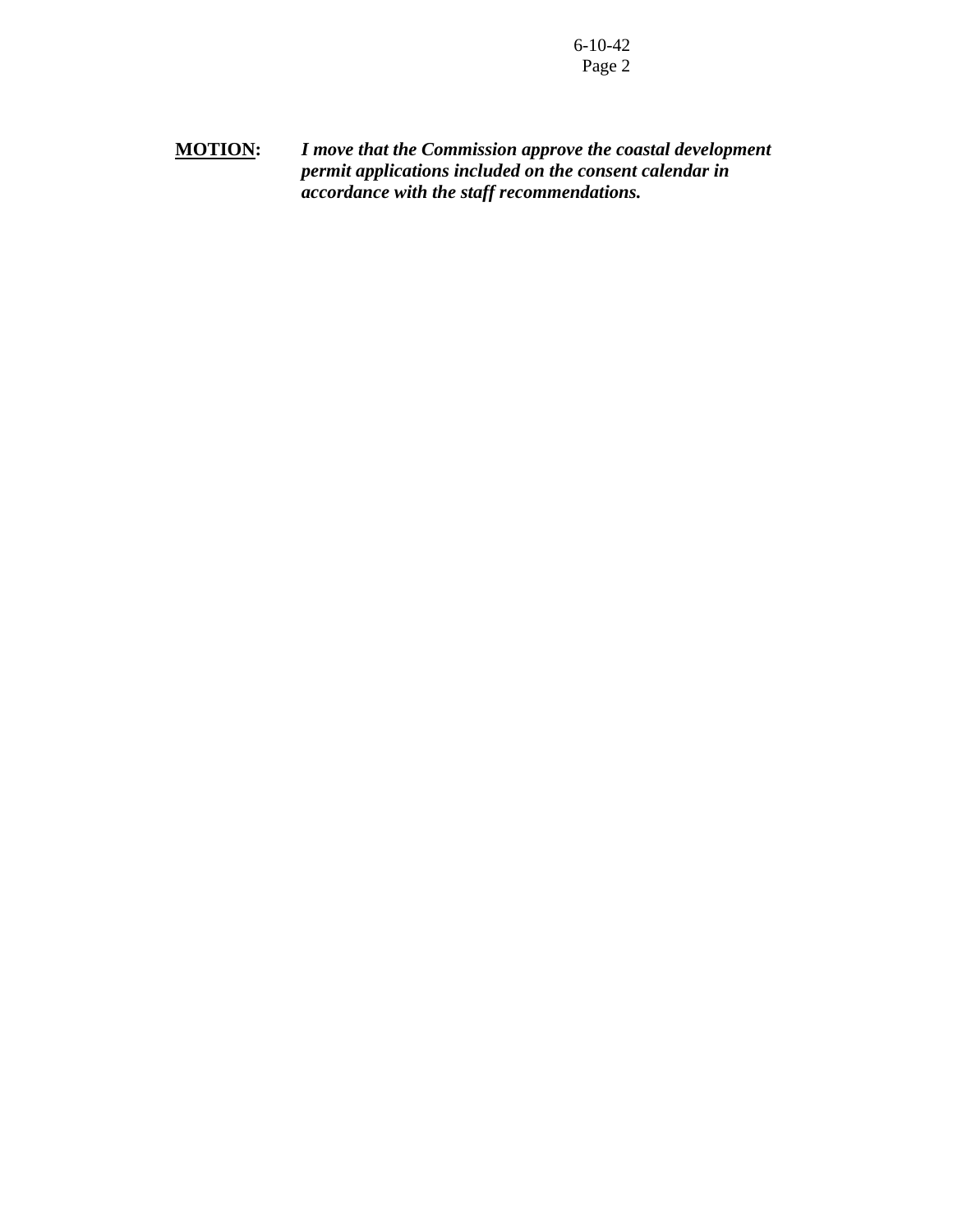**<u>MOTION</u>:** ***I move that the Commission approve the coastal development permit applications included on the consent calendar in accordance with the staff recommendations.***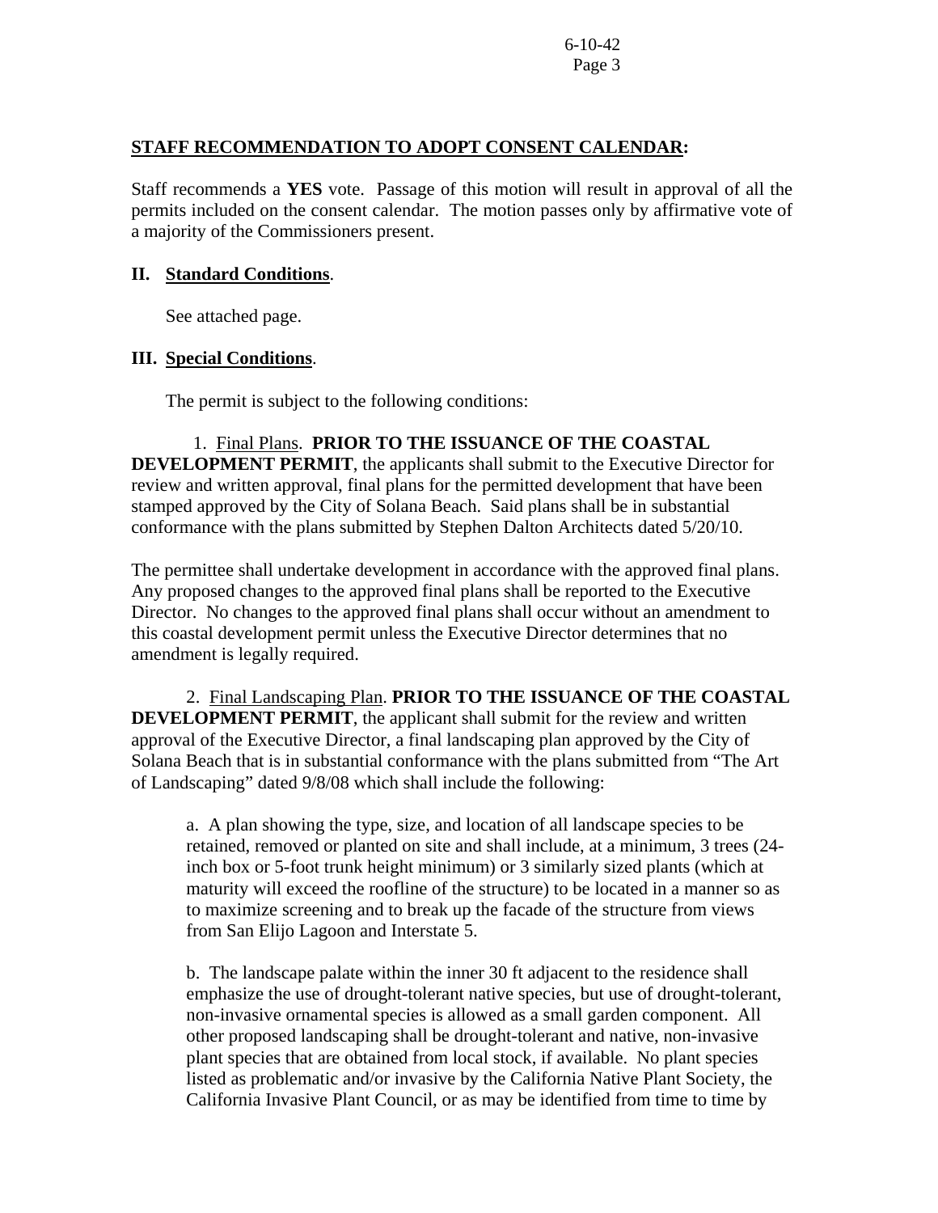**STAFF RECOMMENDATION TO ADOPT CONSENT CALENDAR:**

Staff recommends a **YES** vote. Passage of this motion will result in approval of all the permits included on the consent calendar. The motion passes only by affirmative vote of a majority of the Commissioners present.

## II. Standard Conditions.

See attached page.

## III. Special Conditions.

The permit is subject to the following conditions:

1. Final Plans. **PRIOR TO THE ISSUANCE OF THE COASTAL DEVELOPMENT PERMIT**, the applicants shall submit to the Executive Director for review and written approval, final plans for the permitted development that have been stamped approved by the City of Solana Beach. Said plans shall be in substantial conformance with the plans submitted by Stephen Dalton Architects dated 5/20/10.

The permittee shall undertake development in accordance with the approved final plans. Any proposed changes to the approved final plans shall be reported to the Executive Director. No changes to the approved final plans shall occur without an amendment to this coastal development permit unless the Executive Director determines that no amendment is legally required.

2. Final Landscaping Plan. **PRIOR TO THE ISSUANCE OF THE COASTAL DEVELOPMENT PERMIT**, the applicant shall submit for the review and written approval of the Executive Director, a final landscaping plan approved by the City of Solana Beach that is in substantial conformance with the plans submitted from "The Art of Landscaping" dated 9/8/08 which shall include the following:

   a. A plan showing the type, size, and location of all landscape species to be retained, removed or planted on site and shall include, at a minimum, 3 trees (24-inch box or 5-foot trunk height minimum) or 3 similarly sized plants (which at maturity will exceed the roofline of the structure) to be located in a manner so as to maximize screening and to break up the facade of the structure from views from San Elijo Lagoon and Interstate 5.

   b. The landscape palate within the inner 30 ft adjacent to the residence shall emphasize the use of drought-tolerant native species, but use of drought-tolerant, non-invasive ornamental species is allowed as a small garden component. All other proposed landscaping shall be drought-tolerant and native, non-invasive plant species that are obtained from local stock, if available. No plant species listed as problematic and/or invasive by the California Native Plant Society, the California Invasive Plant Council, or as may be identified from time to time by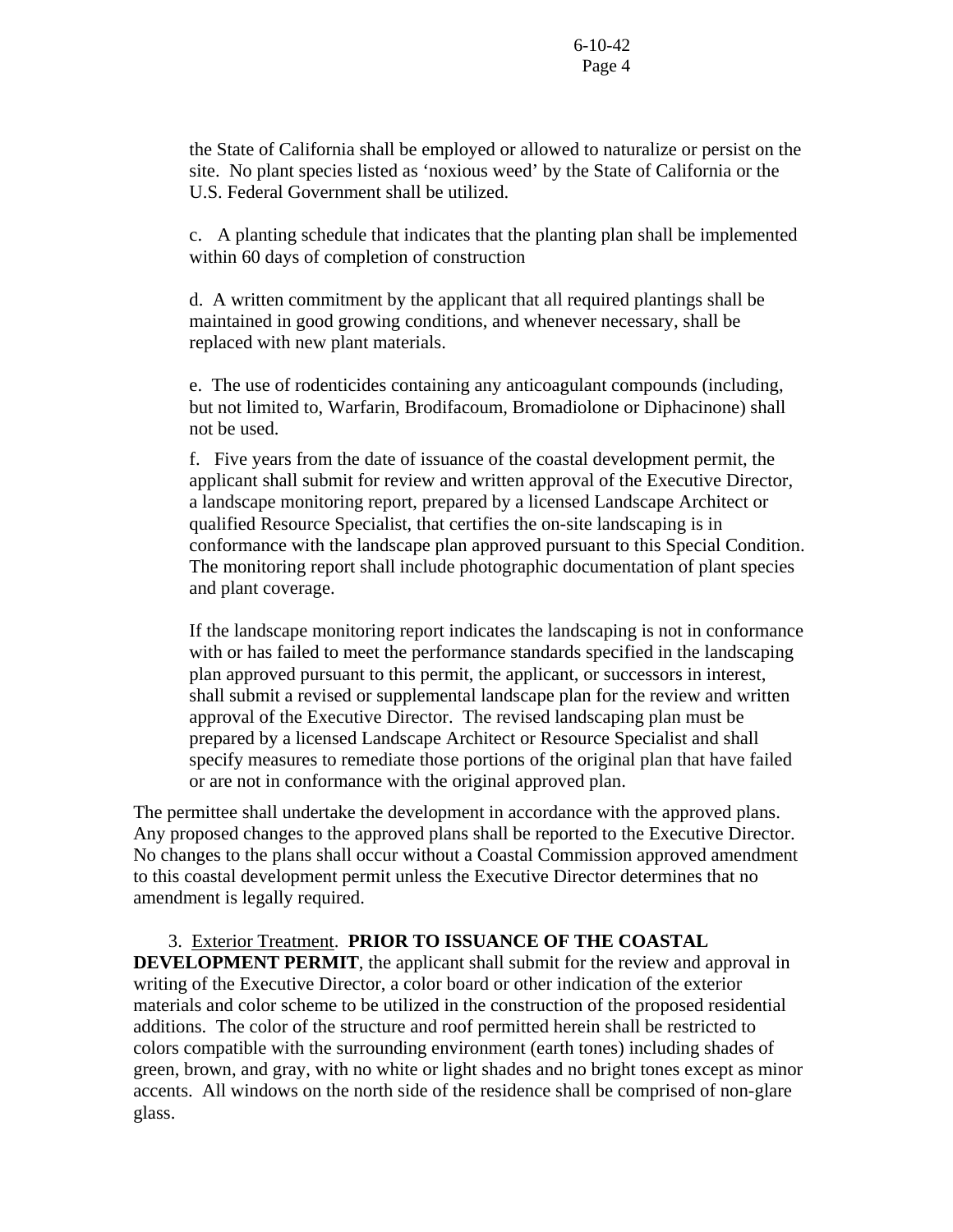the State of California shall be employed or allowed to naturalize or persist on the site. No plant species listed as 'noxious weed' by the State of California or the U.S. Federal Government shall be utilized.

c. A planting schedule that indicates that the planting plan shall be implemented within 60 days of completion of construction

d. A written commitment by the applicant that all required plantings shall be maintained in good growing conditions, and whenever necessary, shall be replaced with new plant materials.

e. The use of rodenticides containing any anticoagulant compounds (including, but not limited to, Warfarin, Brodifacoum, Bromadiolone or Diphacinone) shall not be used.

f. Five years from the date of issuance of the coastal development permit, the applicant shall submit for review and written approval of the Executive Director, a landscape monitoring report, prepared by a licensed Landscape Architect or qualified Resource Specialist, that certifies the on-site landscaping is in conformance with the landscape plan approved pursuant to this Special Condition. The monitoring report shall include photographic documentation of plant species and plant coverage.

If the landscape monitoring report indicates the landscaping is not in conformance with or has failed to meet the performance standards specified in the landscaping plan approved pursuant to this permit, the applicant, or successors in interest, shall submit a revised or supplemental landscape plan for the review and written approval of the Executive Director. The revised landscaping plan must be prepared by a licensed Landscape Architect or Resource Specialist and shall specify measures to remediate those portions of the original plan that have failed or are not in conformance with the original approved plan.

The permittee shall undertake the development in accordance with the approved plans. Any proposed changes to the approved plans shall be reported to the Executive Director. No changes to the plans shall occur without a Coastal Commission approved amendment to this coastal development permit unless the Executive Director determines that no amendment is legally required.

3. Exterior Treatment. **PRIOR TO ISSUANCE OF THE COASTAL DEVELOPMENT PERMIT**, the applicant shall submit for the review and approval in writing of the Executive Director, a color board or other indication of the exterior materials and color scheme to be utilized in the construction of the proposed residential additions. The color of the structure and roof permitted herein shall be restricted to colors compatible with the surrounding environment (earth tones) including shades of green, brown, and gray, with no white or light shades and no bright tones except as minor accents. All windows on the north side of the residence shall be comprised of non-glare glass.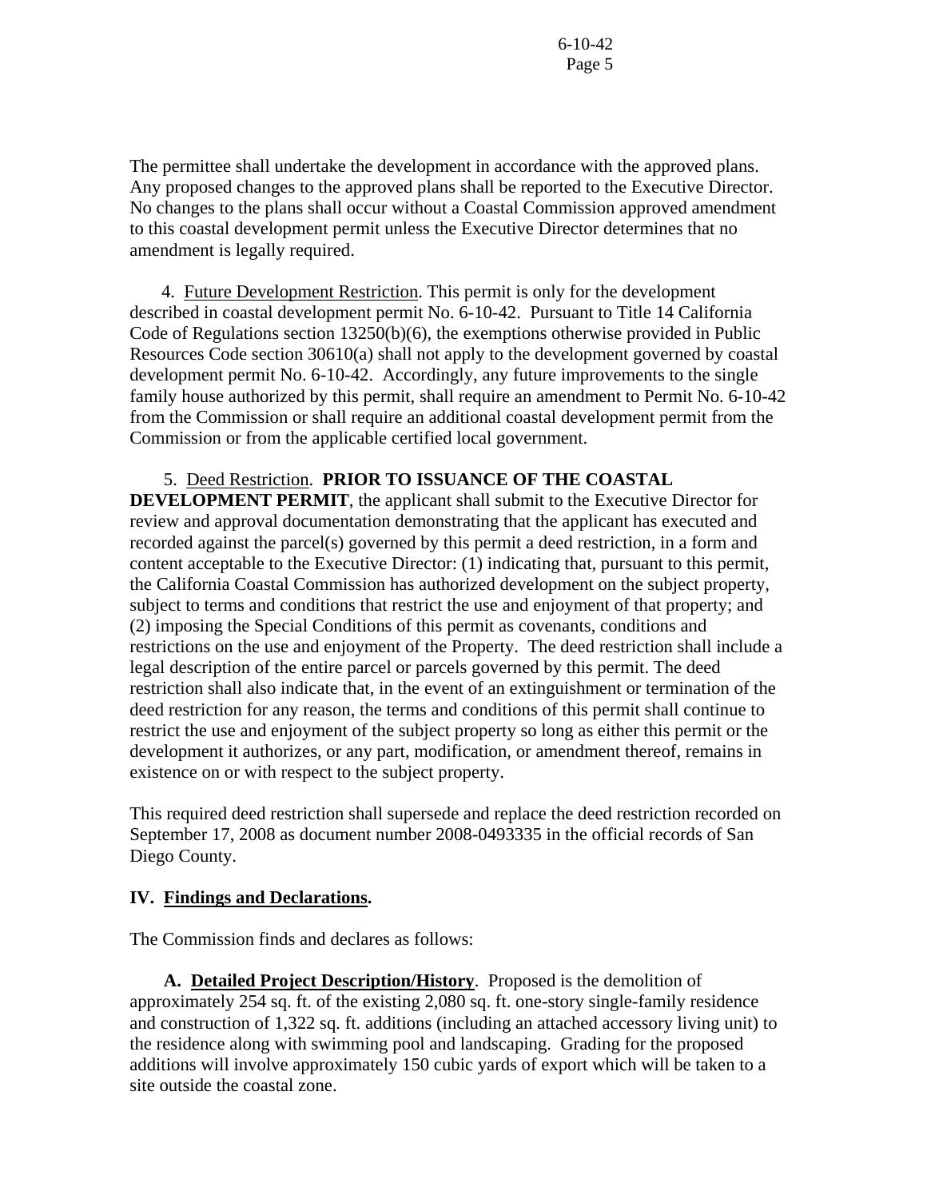The permittee shall undertake the development in accordance with the approved plans. Any proposed changes to the approved plans shall be reported to the Executive Director. No changes to the plans shall occur without a Coastal Commission approved amendment to this coastal development permit unless the Executive Director determines that no amendment is legally required.

4. Future Development Restriction. This permit is only for the development described in coastal development permit No. 6-10-42. Pursuant to Title 14 California Code of Regulations section 13250(b)(6), the exemptions otherwise provided in Public Resources Code section 30610(a) shall not apply to the development governed by coastal development permit No. 6-10-42. Accordingly, any future improvements to the single family house authorized by this permit, shall require an amendment to Permit No. 6-10-42 from the Commission or shall require an additional coastal development permit from the Commission or from the applicable certified local government.

5. Deed Restriction. **PRIOR TO ISSUANCE OF THE COASTAL DEVELOPMENT PERMIT**, the applicant shall submit to the Executive Director for review and approval documentation demonstrating that the applicant has executed and recorded against the parcel(s) governed by this permit a deed restriction, in a form and content acceptable to the Executive Director: (1) indicating that, pursuant to this permit, the California Coastal Commission has authorized development on the subject property, subject to terms and conditions that restrict the use and enjoyment of that property; and (2) imposing the Special Conditions of this permit as covenants, conditions and restrictions on the use and enjoyment of the Property. The deed restriction shall include a legal description of the entire parcel or parcels governed by this permit. The deed restriction shall also indicate that, in the event of an extinguishment or termination of the deed restriction for any reason, the terms and conditions of this permit shall continue to restrict the use and enjoyment of the subject property so long as either this permit or the development it authorizes, or any part, modification, or amendment thereof, remains in existence on or with respect to the subject property.

This required deed restriction shall supersede and replace the deed restriction recorded on September 17, 2008 as document number 2008-0493335 in the official records of San Diego County.

## IV. Findings and Declarations.

The Commission finds and declares as follows:

**A. Detailed Project Description/History**. Proposed is the demolition of approximately 254 sq. ft. of the existing 2,080 sq. ft. one-story single-family residence and construction of 1,322 sq. ft. additions (including an attached accessory living unit) to the residence along with swimming pool and landscaping. Grading for the proposed additions will involve approximately 150 cubic yards of export which will be taken to a site outside the coastal zone.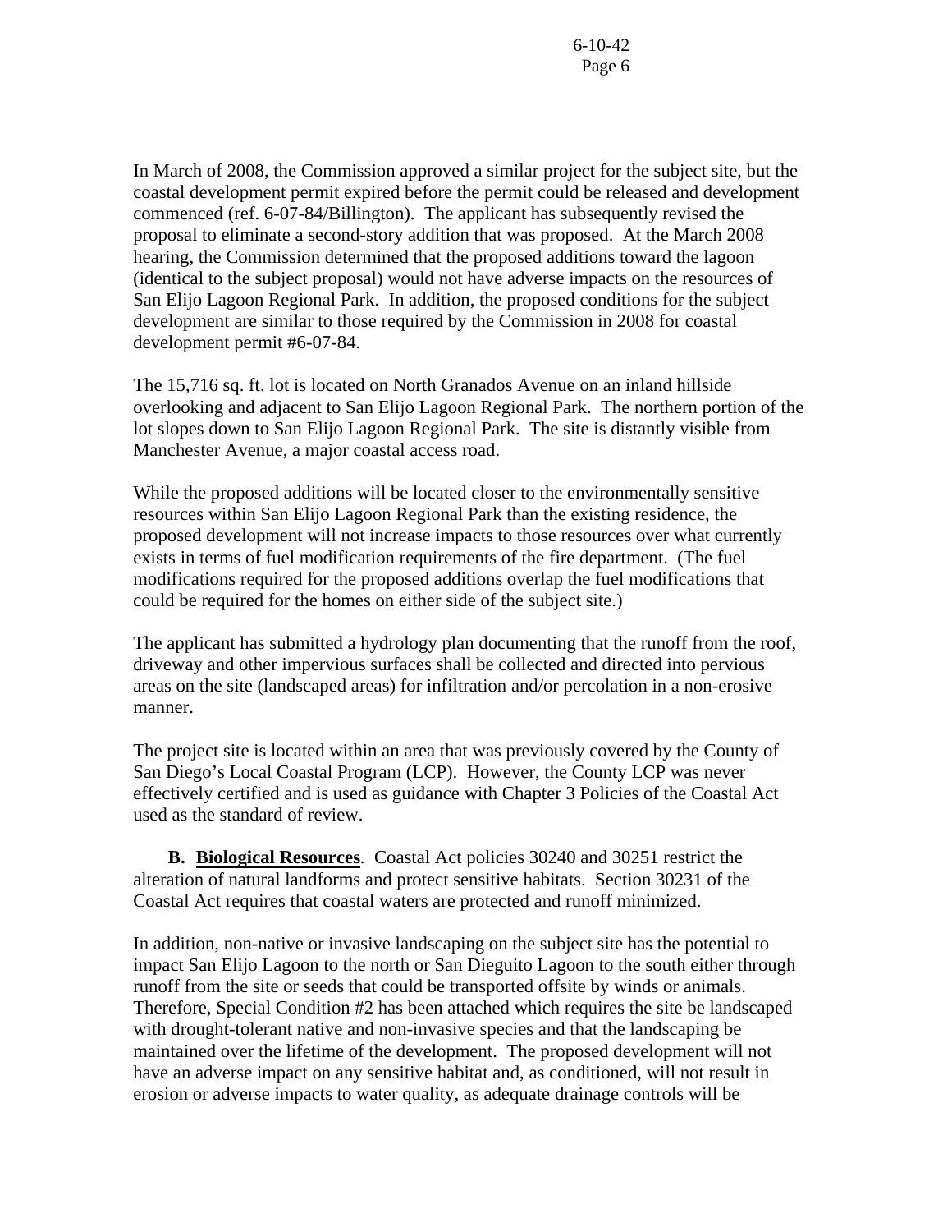In March of 2008, the Commission approved a similar project for the subject site, but the coastal development permit expired before the permit could be released and development commenced (ref. 6-07-84/Billington). The applicant has subsequently revised the proposal to eliminate a second-story addition that was proposed. At the March 2008 hearing, the Commission determined that the proposed additions toward the lagoon (identical to the subject proposal) would not have adverse impacts on the resources of San Elijo Lagoon Regional Park. In addition, the proposed conditions for the subject development are similar to those required by the Commission in 2008 for coastal development permit #6-07-84.

The 15,716 sq. ft. lot is located on North Granados Avenue on an inland hillside overlooking and adjacent to San Elijo Lagoon Regional Park. The northern portion of the lot slopes down to San Elijo Lagoon Regional Park. The site is distantly visible from Manchester Avenue, a major coastal access road.

While the proposed additions will be located closer to the environmentally sensitive resources within San Elijo Lagoon Regional Park than the existing residence, the proposed development will not increase impacts to those resources over what currently exists in terms of fuel modification requirements of the fire department. (The fuel modifications required for the proposed additions overlap the fuel modifications that could be required for the homes on either side of the subject site.)

The applicant has submitted a hydrology plan documenting that the runoff from the roof, driveway and other impervious surfaces shall be collected and directed into pervious areas on the site (landscaped areas) for infiltration and/or percolation in a non-erosive manner.

The project site is located within an area that was previously covered by the County of San Diego's Local Coastal Program (LCP). However, the County LCP was never effectively certified and is used as guidance with Chapter 3 Policies of the Coastal Act used as the standard of review.

**B. Biological Resources**. Coastal Act policies 30240 and 30251 restrict the alteration of natural landforms and protect sensitive habitats. Section 30231 of the Coastal Act requires that coastal waters are protected and runoff minimized.

In addition, non-native or invasive landscaping on the subject site has the potential to impact San Elijo Lagoon to the north or San Dieguito Lagoon to the south either through runoff from the site or seeds that could be transported offsite by winds or animals. Therefore, Special Condition #2 has been attached which requires the site be landscaped with drought-tolerant native and non-invasive species and that the landscaping be maintained over the lifetime of the development. The proposed development will not have an adverse impact on any sensitive habitat and, as conditioned, will not result in erosion or adverse impacts to water quality, as adequate drainage controls will be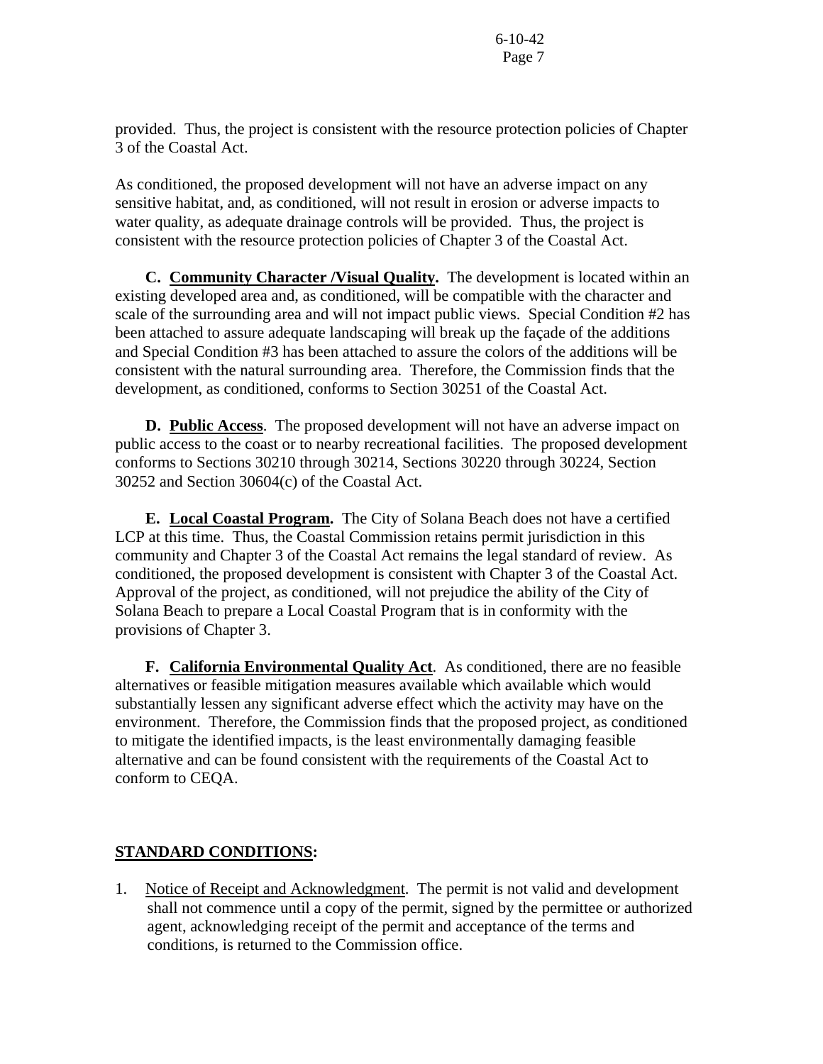provided. Thus, the project is consistent with the resource protection policies of Chapter 3 of the Coastal Act.

As conditioned, the proposed development will not have an adverse impact on any sensitive habitat, and, as conditioned, will not result in erosion or adverse impacts to water quality, as adequate drainage controls will be provided. Thus, the project is consistent with the resource protection policies of Chapter 3 of the Coastal Act.

**C. Community Character /Visual Quality.** The development is located within an existing developed area and, as conditioned, will be compatible with the character and scale of the surrounding area and will not impact public views. Special Condition #2 has been attached to assure adequate landscaping will break up the façade of the additions and Special Condition #3 has been attached to assure the colors of the additions will be consistent with the natural surrounding area. Therefore, the Commission finds that the development, as conditioned, conforms to Section 30251 of the Coastal Act.

**D. Public Access**. The proposed development will not have an adverse impact on public access to the coast or to nearby recreational facilities. The proposed development conforms to Sections 30210 through 30214, Sections 30220 through 30224, Section 30252 and Section 30604(c) of the Coastal Act.

**E. Local Coastal Program.** The City of Solana Beach does not have a certified LCP at this time. Thus, the Coastal Commission retains permit jurisdiction in this community and Chapter 3 of the Coastal Act remains the legal standard of review. As conditioned, the proposed development is consistent with Chapter 3 of the Coastal Act. Approval of the project, as conditioned, will not prejudice the ability of the City of Solana Beach to prepare a Local Coastal Program that is in conformity with the provisions of Chapter 3.

**F. California Environmental Quality Act**. As conditioned, there are no feasible alternatives or feasible mitigation measures available which available which would substantially lessen any significant adverse effect which the activity may have on the environment. Therefore, the Commission finds that the proposed project, as conditioned to mitigate the identified impacts, is the least environmentally damaging feasible alternative and can be found consistent with the requirements of the Coastal Act to conform to CEQA.

## STANDARD CONDITIONS:

1. Notice of Receipt and Acknowledgment. The permit is not valid and development shall not commence until a copy of the permit, signed by the permittee or authorized agent, acknowledging receipt of the permit and acceptance of the terms and conditions, is returned to the Commission office.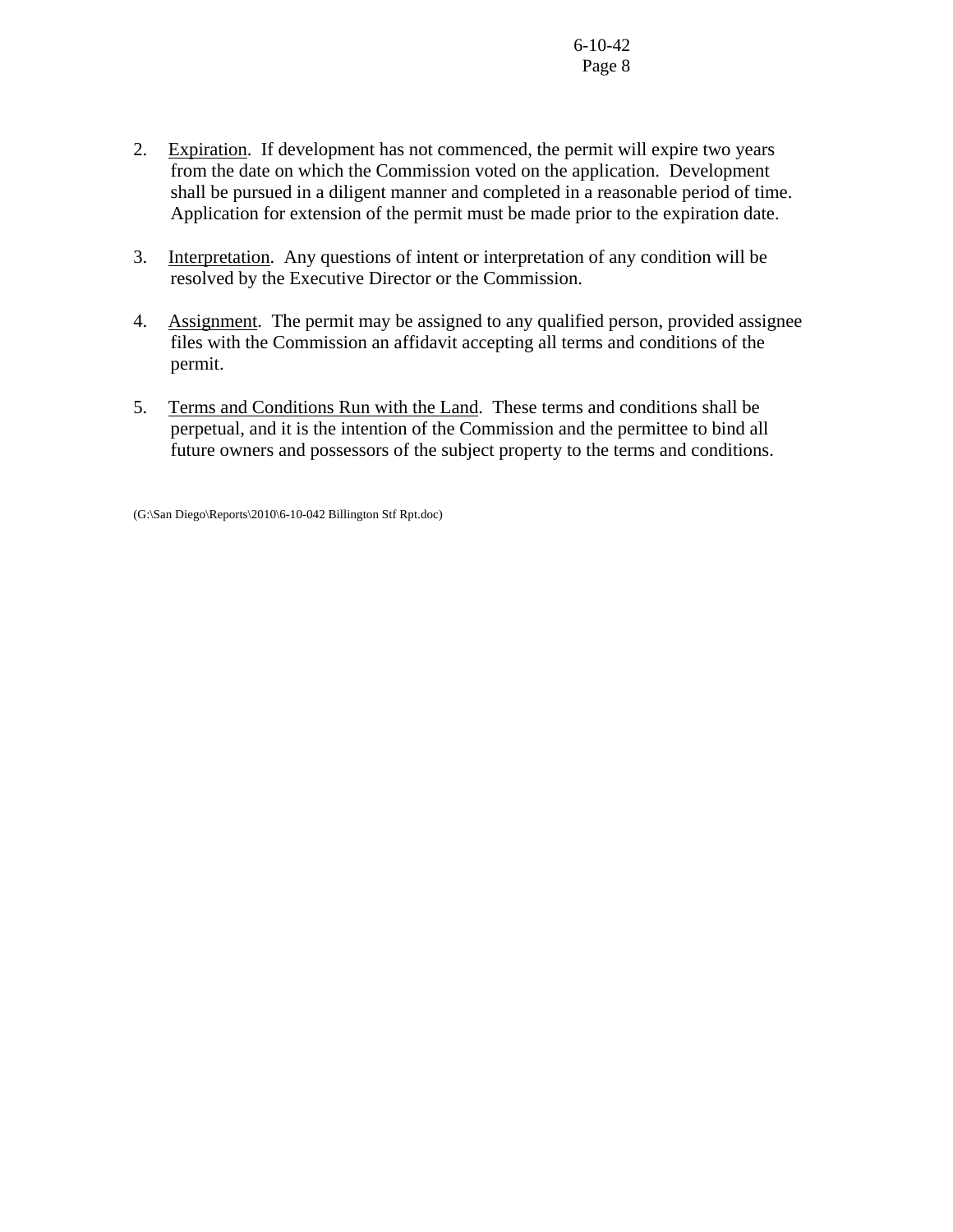2. Expiration. If development has not commenced, the permit will expire two years from the date on which the Commission voted on the application. Development shall be pursued in a diligent manner and completed in a reasonable period of time. Application for extension of the permit must be made prior to the expiration date.

3. Interpretation. Any questions of intent or interpretation of any condition will be resolved by the Executive Director or the Commission.

4. Assignment. The permit may be assigned to any qualified person, provided assignee files with the Commission an affidavit accepting all terms and conditions of the permit.

5. Terms and Conditions Run with the Land. These terms and conditions shall be perpetual, and it is the intention of the Commission and the permittee to bind all future owners and possessors of the subject property to the terms and conditions.

(G:\San Diego\Reports\2010\6-10-042 Billington Stf Rpt.doc)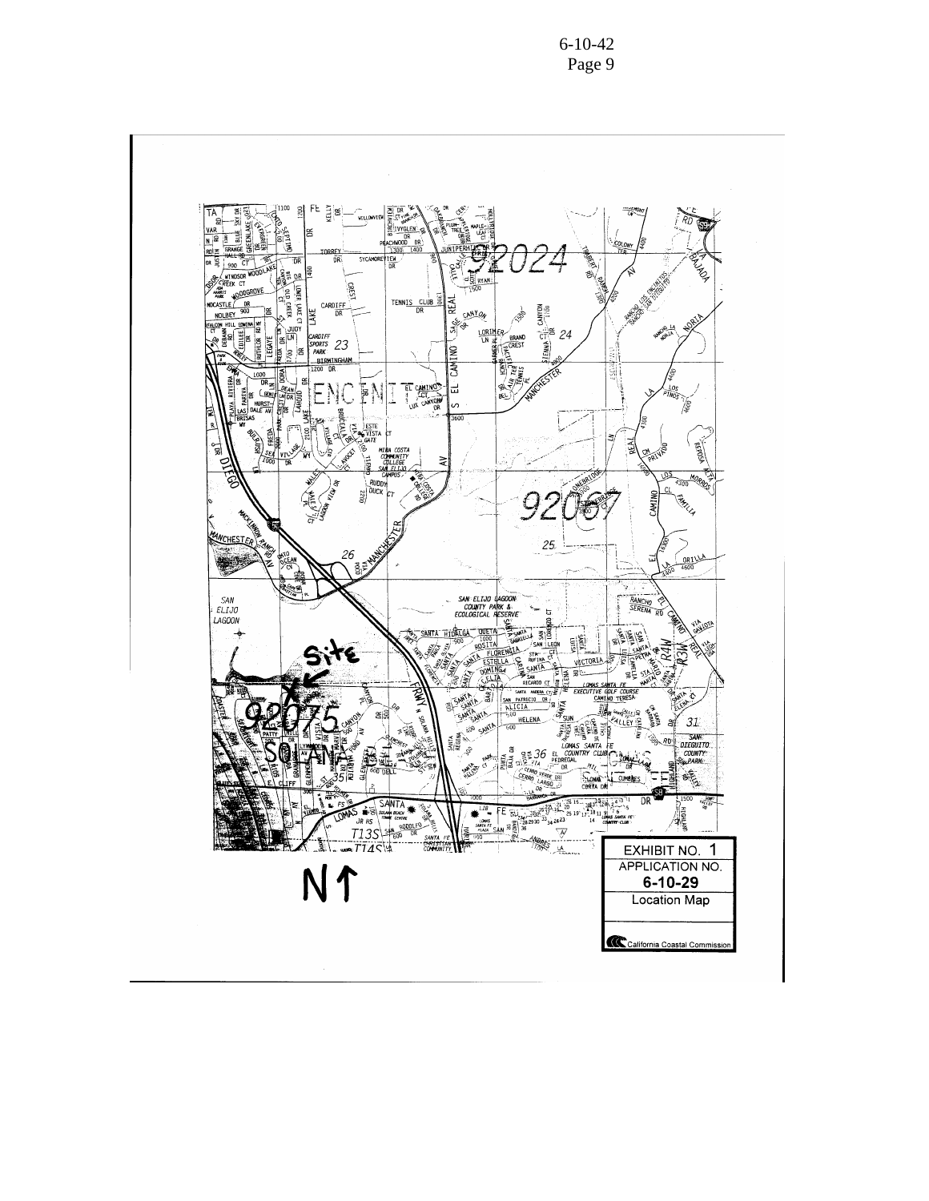EXHIBIT NO. 1

APPLICATION NO.

**6-10-29**

Location Map

California Coastal Commission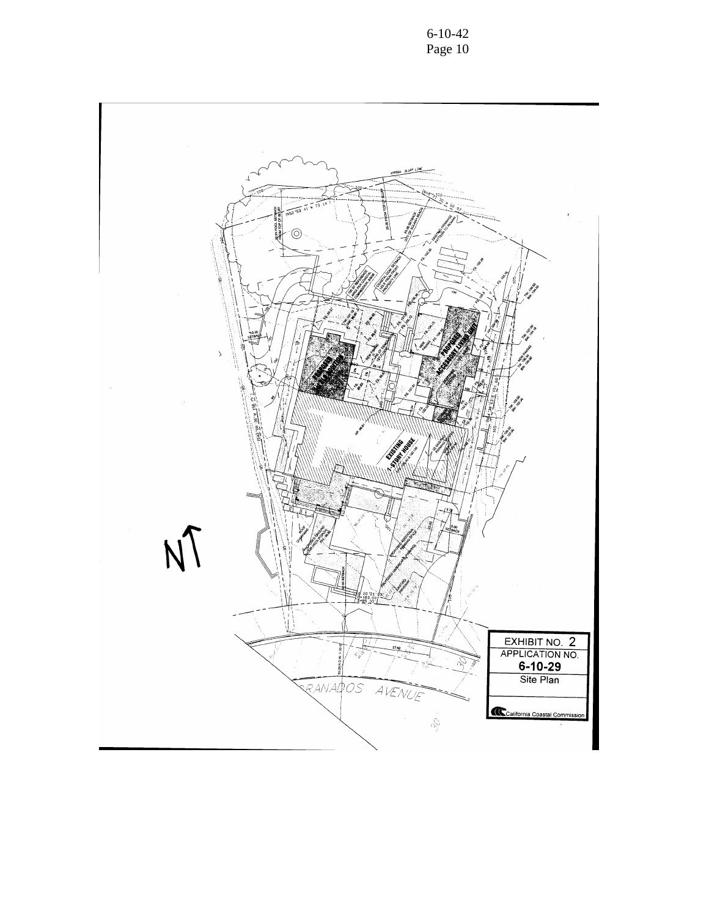N

EXISTING 1-STORY HOUSE

PROPOSED ACCESSORY LIVING UNIT

GRANADOS AVENUE

EXHIBIT NO. 2

APPLICATION NO.

**6-10-29**

Site Plan

California Coastal Commission